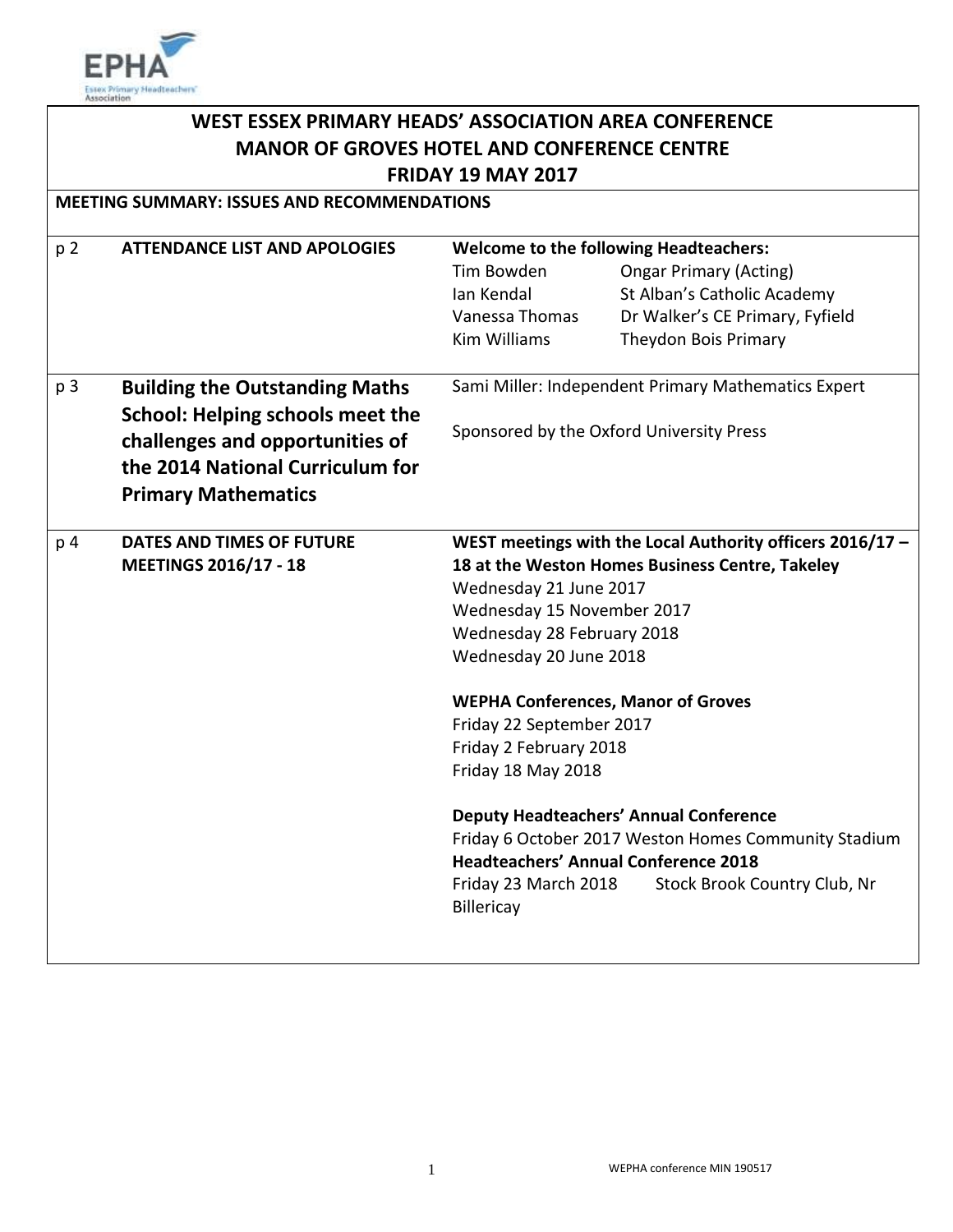# WEST ESSEX PRIMARY HEADS' ASSOCIATION AREA CONFERENCE
# MANOR OF GROVES HOTEL AND CONFERENCE CENTRE
# FRIDAY 19 MAY 2017

**MEETING SUMMARY: ISSUES AND RECOMMENDATIONS**

| | | |
|---|---|---|
| p 2 | **ATTENDANCE LIST AND APOLOGIES** | **Welcome to the following Headteachers:**<br>Tim Bowden — Ongar Primary (Acting)<br>Ian Kendal — St Alban's Catholic Academy<br>Vanessa Thomas — Dr Walker's CE Primary, Fyfield<br>Kim Williams — Theydon Bois Primary |
| p 3 | **Building the Outstanding Maths School: Helping schools meet the challenges and opportunities of the 2014 National Curriculum for Primary Mathematics** | Sami Miller: Independent Primary Mathematics Expert<br><br>Sponsored by the Oxford University Press |
| p 4 | **DATES AND TIMES OF FUTURE MEETINGS 2016/17 - 18** | **WEST meetings with the Local Authority officers 2016/17 – 18 at the Weston Homes Business Centre, Takeley**<br>Wednesday 21 June 2017<br>Wednesday 15 November 2017<br>Wednesday 28 February 2018<br>Wednesday 20 June 2018<br><br>**WEPHA Conferences, Manor of Groves**<br>Friday 22 September 2017<br>Friday 2 February 2018<br>Friday 18 May 2018<br><br>**Deputy Headteachers' Annual Conference**<br>Friday 6 October 2017 Weston Homes Community Stadium<br>**Headteachers' Annual Conference 2018**<br>Friday 23 March 2018 Stock Brook Country Club, Nr Billericay |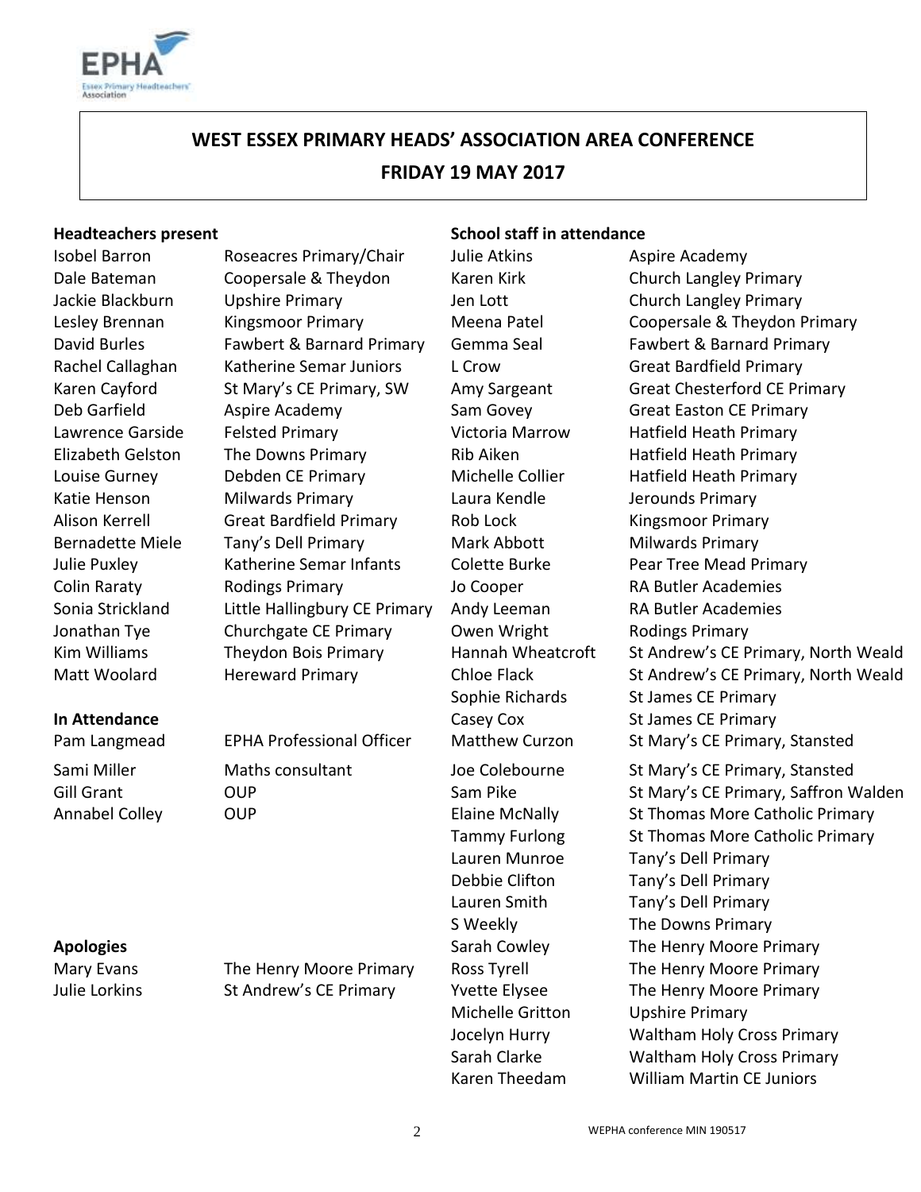# WEST ESSEX PRIMARY HEADS' ASSOCIATION AREA CONFERENCE
## FRIDAY 19 MAY 2017

**Headteachers present**

| | |
|---|---|
| Isobel Barron | Roseacres Primary/Chair |
| Dale Bateman | Coopersale & Theydon |
| Jackie Blackburn | Upshire Primary |
| Lesley Brennan | Kingsmoor Primary |
| David Burles | Fawbert & Barnard Primary |
| Rachel Callaghan | Katherine Semar Juniors |
| Karen Cayford | St Mary's CE Primary, SW |
| Deb Garfield | Aspire Academy |
| Lawrence Garside | Felsted Primary |
| Elizabeth Gelston | The Downs Primary |
| Louise Gurney | Debden CE Primary |
| Katie Henson | Milwards Primary |
| Alison Kerrell | Great Bardfield Primary |
| Bernadette Miele | Tany's Dell Primary |
| Julie Puxley | Katherine Semar Infants |
| Colin Raraty | Rodings Primary |
| Sonia Strickland | Little Hallingbury CE Primary |
| Jonathan Tye | Churchgate CE Primary |
| Kim Williams | Theydon Bois Primary |
| Matt Woolard | Hereward Primary |

**In Attendance**

| | |
|---|---|
| Pam Langmead | EPHA Professional Officer |
| Sami Miller | Maths consultant |
| Gill Grant | OUP |
| Annabel Colley | OUP |

**Apologies**

| | |
|---|---|
| Mary Evans | The Henry Moore Primary |
| Julie Lorkins | St Andrew's CE Primary |

**School staff in attendance**

| | |
|---|---|
| Julie Atkins | Aspire Academy |
| Karen Kirk | Church Langley Primary |
| Jen Lott | Church Langley Primary |
| Meena Patel | Coopersale & Theydon Primary |
| Gemma Seal | Fawbert & Barnard Primary |
| L Crow | Great Bardfield Primary |
| Amy Sargeant | Great Chesterford CE Primary |
| Sam Govey | Great Easton CE Primary |
| Victoria Marrow | Hatfield Heath Primary |
| Rib Aiken | Hatfield Heath Primary |
| Michelle Collier | Hatfield Heath Primary |
| Laura Kendle | Jerounds Primary |
| Rob Lock | Kingsmoor Primary |
| Mark Abbott | Milwards Primary |
| Colette Burke | Pear Tree Mead Primary |
| Jo Cooper | RA Butler Academies |
| Andy Leeman | RA Butler Academies |
| Owen Wright | Rodings Primary |
| Hannah Wheatcroft | St Andrew's CE Primary, North Weald |
| Chloe Flack | St Andrew's CE Primary, North Weald |
| Sophie Richards | St James CE Primary |
| Casey Cox | St James CE Primary |
| Matthew Curzon | St Mary's CE Primary, Stansted |
| Joe Colebourne | St Mary's CE Primary, Stansted |
| Sam Pike | St Mary's CE Primary, Saffron Walden |
| Elaine McNally | St Thomas More Catholic Primary |
| Tammy Furlong | St Thomas More Catholic Primary |
| Lauren Munroe | Tany's Dell Primary |
| Debbie Clifton | Tany's Dell Primary |
| Lauren Smith | Tany's Dell Primary |
| S Weekly | The Downs Primary |
| Sarah Cowley | The Henry Moore Primary |
| Ross Tyrell | The Henry Moore Primary |
| Yvette Elysee | The Henry Moore Primary |
| Michelle Gritton | Upshire Primary |
| Jocelyn Hurry | Waltham Holy Cross Primary |
| Sarah Clarke | Waltham Holy Cross Primary |
| Karen Theedam | William Martin CE Juniors |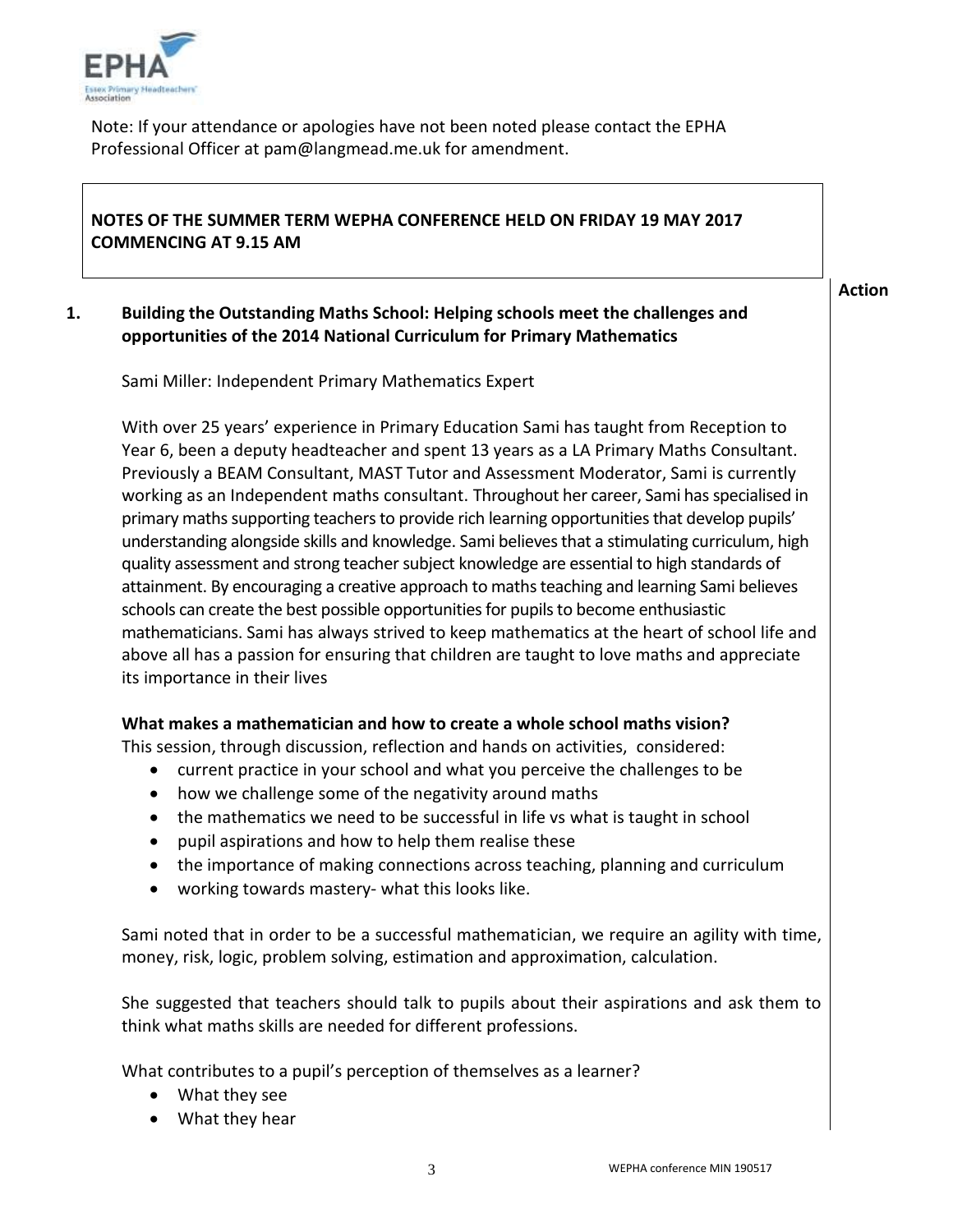Note: If your attendance or apologies have not been noted please contact the EPHA Professional Officer at pam@langmead.me.uk for amendment.

**NOTES OF THE SUMMER TERM WEPHA CONFERENCE HELD ON FRIDAY 19 MAY 2017 COMMENCING AT 9.15 AM**

**Action**

**1. Building the Outstanding Maths School: Helping schools meet the challenges and opportunities of the 2014 National Curriculum for Primary Mathematics**

Sami Miller: Independent Primary Mathematics Expert

With over 25 years' experience in Primary Education Sami has taught from Reception to Year 6, been a deputy headteacher and spent 13 years as a LA Primary Maths Consultant. Previously a BEAM Consultant, MAST Tutor and Assessment Moderator, Sami is currently working as an Independent maths consultant. Throughout her career, Sami has specialised in primary maths supporting teachers to provide rich learning opportunities that develop pupils' understanding alongside skills and knowledge. Sami believes that a stimulating curriculum, high quality assessment and strong teacher subject knowledge are essential to high standards of attainment. By encouraging a creative approach to maths teaching and learning Sami believes schools can create the best possible opportunities for pupils to become enthusiastic mathematicians. Sami has always strived to keep mathematics at the heart of school life and above all has a passion for ensuring that children are taught to love maths and appreciate its importance in their lives

**What makes a mathematician and how to create a whole school maths vision?**

This session, through discussion, reflection and hands on activities, considered:

- current practice in your school and what you perceive the challenges to be
- how we challenge some of the negativity around maths
- the mathematics we need to be successful in life vs what is taught in school
- pupil aspirations and how to help them realise these
- the importance of making connections across teaching, planning and curriculum
- working towards mastery- what this looks like.

Sami noted that in order to be a successful mathematician, we require an agility with time, money, risk, logic, problem solving, estimation and approximation, calculation.

She suggested that teachers should talk to pupils about their aspirations and ask them to think what maths skills are needed for different professions.

What contributes to a pupil's perception of themselves as a learner?

- What they see
- What they hear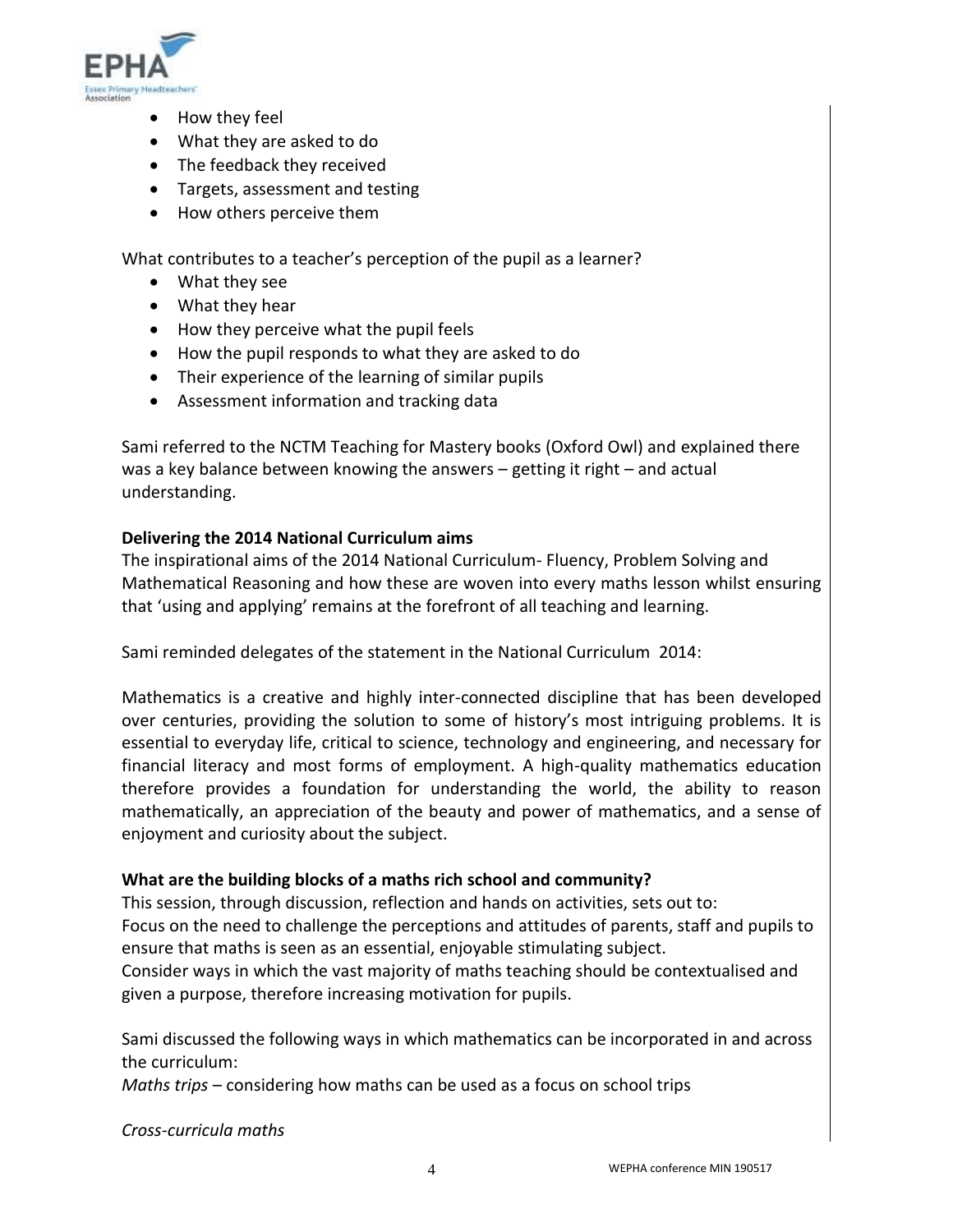- How they feel
- What they are asked to do
- The feedback they received
- Targets, assessment and testing
- How others perceive them

What contributes to a teacher's perception of the pupil as a learner?

- What they see
- What they hear
- How they perceive what the pupil feels
- How the pupil responds to what they are asked to do
- Their experience of the learning of similar pupils
- Assessment information and tracking data

Sami referred to the NCTM Teaching for Mastery books (Oxford Owl) and explained there was a key balance between knowing the answers – getting it right – and actual understanding.

**Delivering the 2014 National Curriculum aims**

The inspirational aims of the 2014 National Curriculum- Fluency, Problem Solving and Mathematical Reasoning and how these are woven into every maths lesson whilst ensuring that 'using and applying' remains at the forefront of all teaching and learning.

Sami reminded delegates of the statement in the National Curriculum 2014:

Mathematics is a creative and highly inter-connected discipline that has been developed over centuries, providing the solution to some of history's most intriguing problems. It is essential to everyday life, critical to science, technology and engineering, and necessary for financial literacy and most forms of employment. A high-quality mathematics education therefore provides a foundation for understanding the world, the ability to reason mathematically, an appreciation of the beauty and power of mathematics, and a sense of enjoyment and curiosity about the subject.

**What are the building blocks of a maths rich school and community?**

This session, through discussion, reflection and hands on activities, sets out to:
Focus on the need to challenge the perceptions and attitudes of parents, staff and pupils to ensure that maths is seen as an essential, enjoyable stimulating subject.
Consider ways in which the vast majority of maths teaching should be contextualised and given a purpose, therefore increasing motivation for pupils.

Sami discussed the following ways in which mathematics can be incorporated in and across the curriculum:
*Maths trips* – considering how maths can be used as a focus on school trips

*Cross-curricula maths*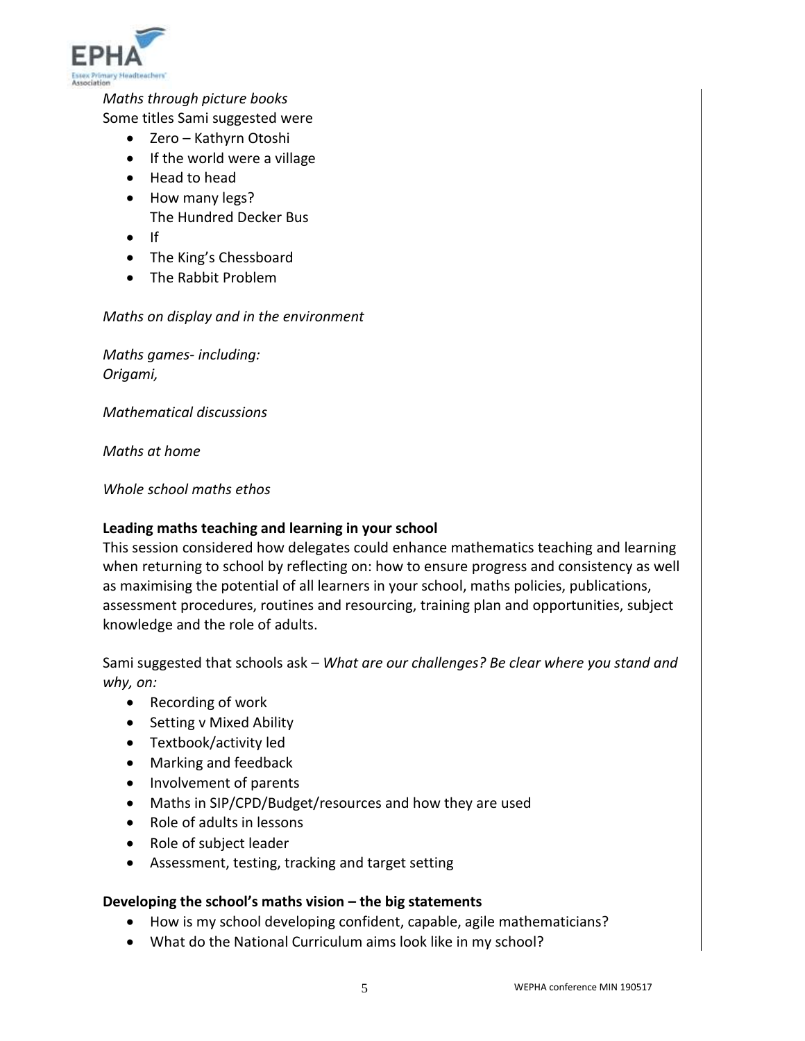*Maths through picture books*
Some titles Sami suggested were

- Zero – Kathyrn Otoshi
- If the world were a village
- Head to head
- How many legs?
  The Hundred Decker Bus
- If
- The King's Chessboard
- The Rabbit Problem

*Maths on display and in the environment*

*Maths games- including:*
*Origami,*

*Mathematical discussions*

*Maths at home*

*Whole school maths ethos*

**Leading maths teaching and learning in your school**
This session considered how delegates could enhance mathematics teaching and learning when returning to school by reflecting on: how to ensure progress and consistency as well as maximising the potential of all learners in your school, maths policies, publications, assessment procedures, routines and resourcing, training plan and opportunities, subject knowledge and the role of adults.

Sami suggested that schools ask – *What are our challenges? Be clear where you stand and why, on:*

- Recording of work
- Setting v Mixed Ability
- Textbook/activity led
- Marking and feedback
- Involvement of parents
- Maths in SIP/CPD/Budget/resources and how they are used
- Role of adults in lessons
- Role of subject leader
- Assessment, testing, tracking and target setting

**Developing the school's maths vision – the big statements**

- How is my school developing confident, capable, agile mathematicians?
- What do the National Curriculum aims look like in my school?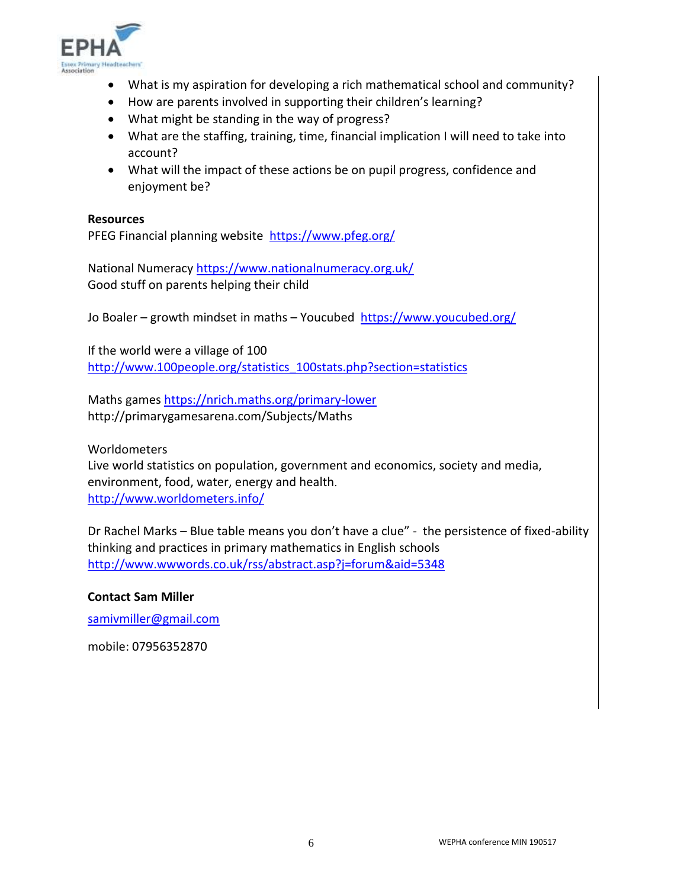- What is my aspiration for developing a rich mathematical school and community?
- How are parents involved in supporting their children's learning?
- What might be standing in the way of progress?
- What are the staffing, training, time, financial implication I will need to take into account?
- What will the impact of these actions be on pupil progress, confidence and enjoyment be?

**Resources**

PFEG Financial planning website https://www.pfeg.org/

National Numeracy https://www.nationalnumeracy.org.uk/
Good stuff on parents helping their child

Jo Boaler – growth mindset in maths – Youcubed https://www.youcubed.org/

If the world were a village of 100
http://www.100people.org/statistics_100stats.php?section=statistics

Maths games https://nrich.maths.org/primary-lower
http://primarygamesarena.com/Subjects/Maths

Worldometers
Live world statistics on population, government and economics, society and media, environment, food, water, energy and health.
http://www.worldometers.info/

Dr Rachel Marks – Blue table means you don't have a clue" - the persistence of fixed-ability thinking and practices in primary mathematics in English schools
http://www.wwwords.co.uk/rss/abstract.asp?j=forum&aid=5348

**Contact Sam Miller**

samivmiller@gmail.com

mobile: 07956352870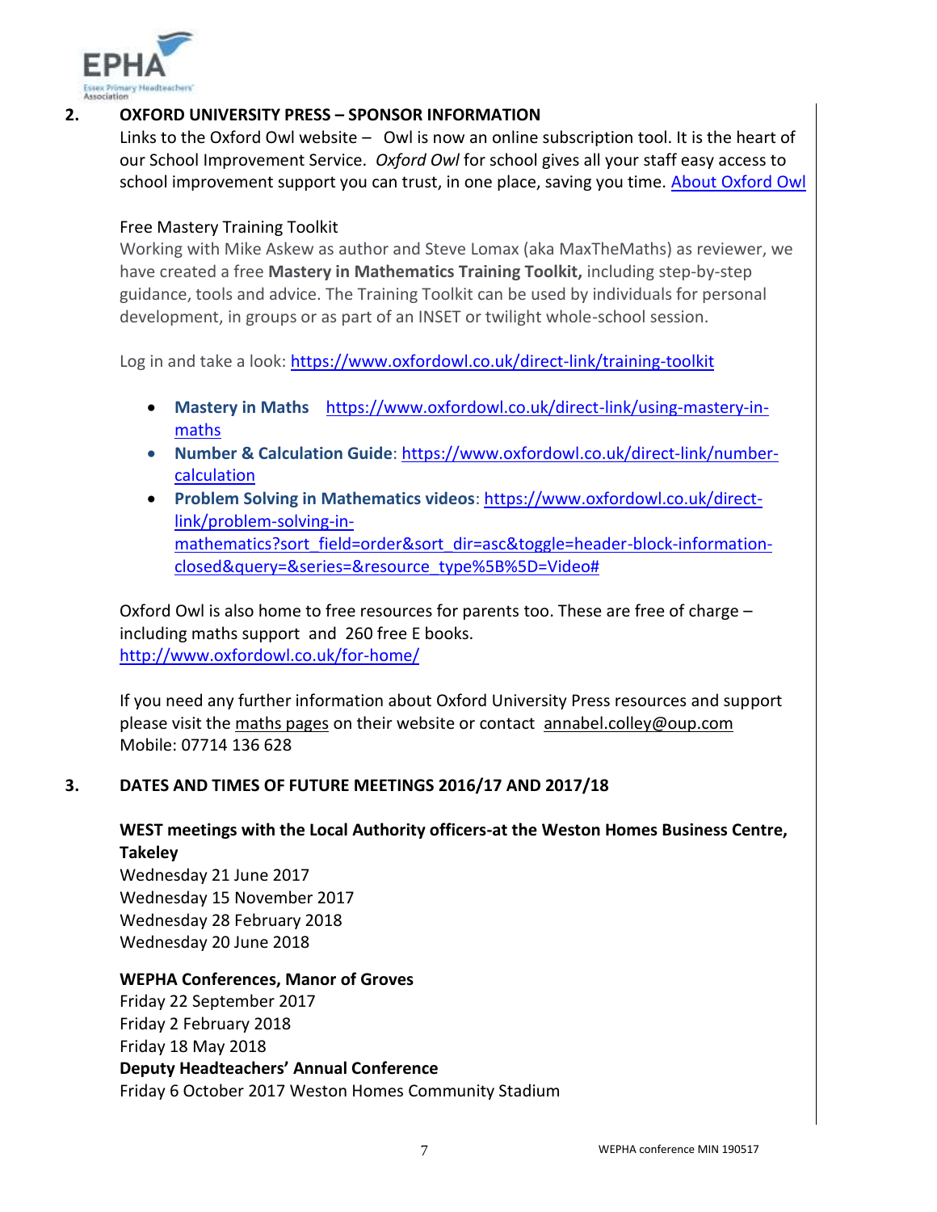## 2. OXFORD UNIVERSITY PRESS – SPONSOR INFORMATION

Links to the Oxford Owl website – Owl is now an online subscription tool. It is the heart of our School Improvement Service. *Oxford Owl* for school gives all your staff easy access to school improvement support you can trust, in one place, saving you time. [About Oxford Owl]

Free Mastery Training Toolkit

Working with Mike Askew as author and Steve Lomax (aka MaxTheMaths) as reviewer, we have created a free **Mastery in Mathematics Training Toolkit,** including step-by-step guidance, tools and advice. The Training Toolkit can be used by individuals for personal development, in groups or as part of an INSET or twilight whole-school session.

Log in and take a look: https://www.oxfordowl.co.uk/direct-link/training-toolkit

- **Mastery in Maths** https://www.oxfordowl.co.uk/direct-link/using-mastery-in-maths
- **Number & Calculation Guide**: https://www.oxfordowl.co.uk/direct-link/number-calculation
- **Problem Solving in Mathematics videos**: https://www.oxfordowl.co.uk/direct-link/problem-solving-in-mathematics?sort_field=order&sort_dir=asc&toggle=header-block-information-closed&query=&series=&resource_type%5B%5D=Video#

Oxford Owl is also home to free resources for parents too. These are free of charge – including maths support and 260 free E books.
http://www.oxfordowl.co.uk/for-home/

If you need any further information about Oxford University Press resources and support please visit the maths pages on their website or contact annabel.colley@oup.com
Mobile: 07714 136 628

## 3. DATES AND TIMES OF FUTURE MEETINGS 2016/17 AND 2017/18

**WEST meetings with the Local Authority officers-at the Weston Homes Business Centre, Takeley**

Wednesday 21 June 2017
Wednesday 15 November 2017
Wednesday 28 February 2018
Wednesday 20 June 2018

**WEPHA Conferences, Manor of Groves**

Friday 22 September 2017
Friday 2 February 2018
Friday 18 May 2018

**Deputy Headteachers' Annual Conference**

Friday 6 October 2017 Weston Homes Community Stadium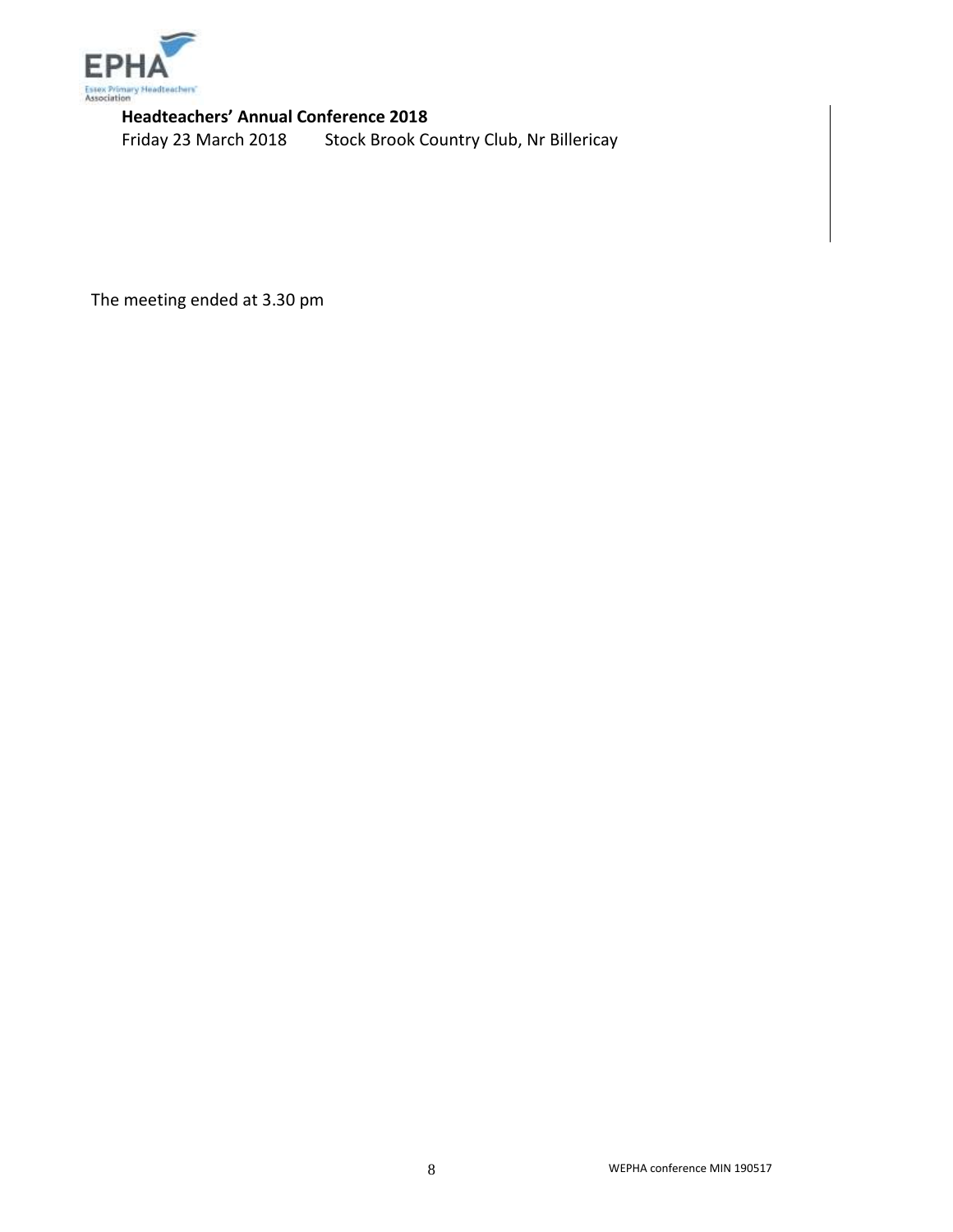The meeting ended at 3.30 pm